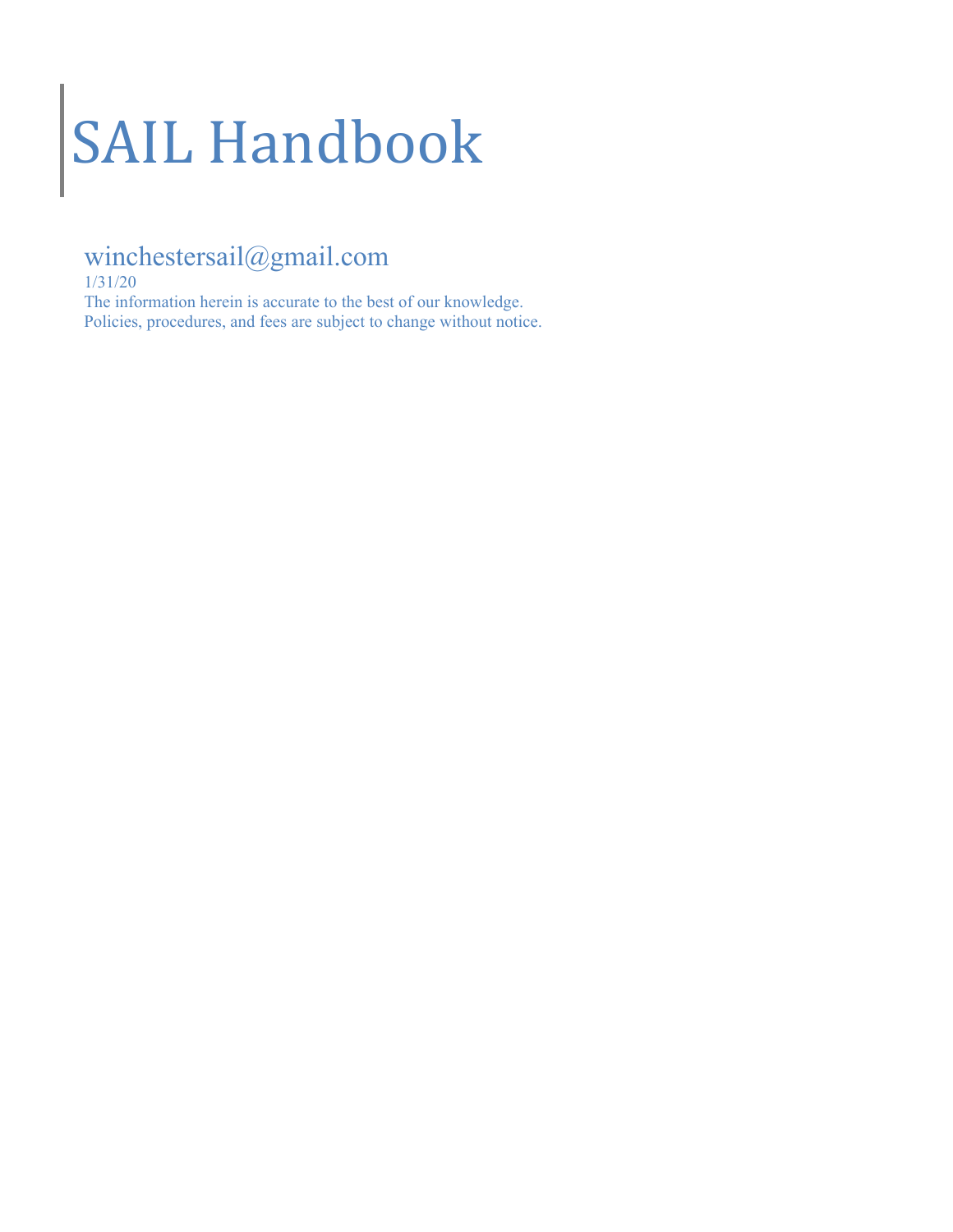# SAIL Handbook

winchestersail@gmail.com

1/31/20

The information herein is accurate to the best of our knowledge.
Policies, procedures, and fees are subject to change without notice.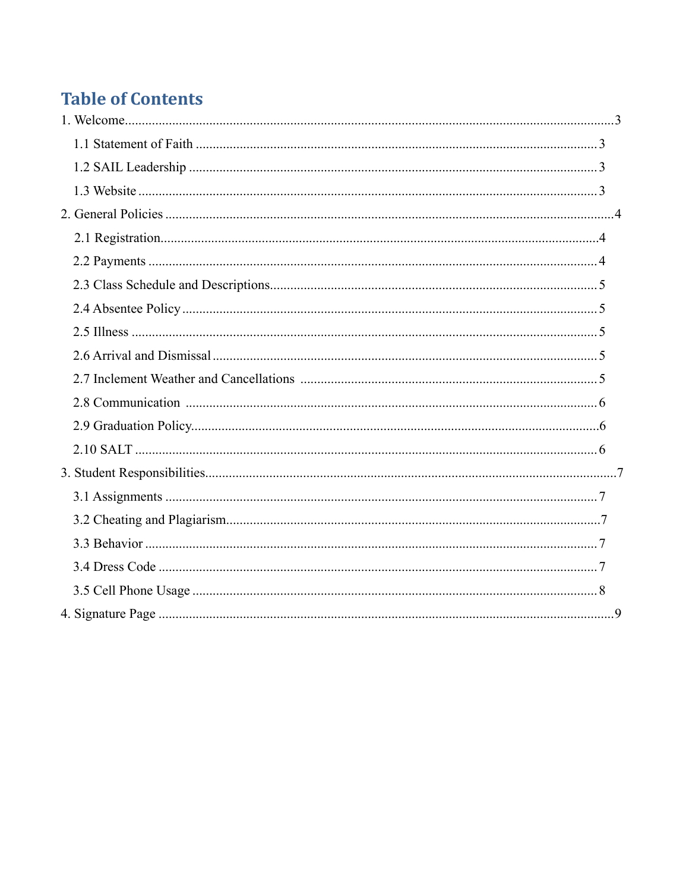# Table of Contents

1. Welcome ...... 3
   - 1.1 Statement of Faith ...... 3
   - 1.2 SAIL Leadership ...... 3
   - 1.3 Website ...... 3
2. General Policies ...... 4
   - 2.1 Registration ...... 4
   - 2.2 Payments ...... 4
   - 2.3 Class Schedule and Descriptions ...... 5
   - 2.4 Absentee Policy ...... 5
   - 2.5 Illness ...... 5
   - 2.6 Arrival and Dismissal ...... 5
   - 2.7 Inclement Weather and Cancellations ...... 5
   - 2.8 Communication ...... 6
   - 2.9 Graduation Policy ...... 6
   - 2.10 SALT ...... 6
3. Student Responsibilities ...... 7
   - 3.1 Assignments ...... 7
   - 3.2 Cheating and Plagiarism ...... 7
   - 3.3 Behavior ...... 7
   - 3.4 Dress Code ...... 7
   - 3.5 Cell Phone Usage ...... 8
4. Signature Page ...... 9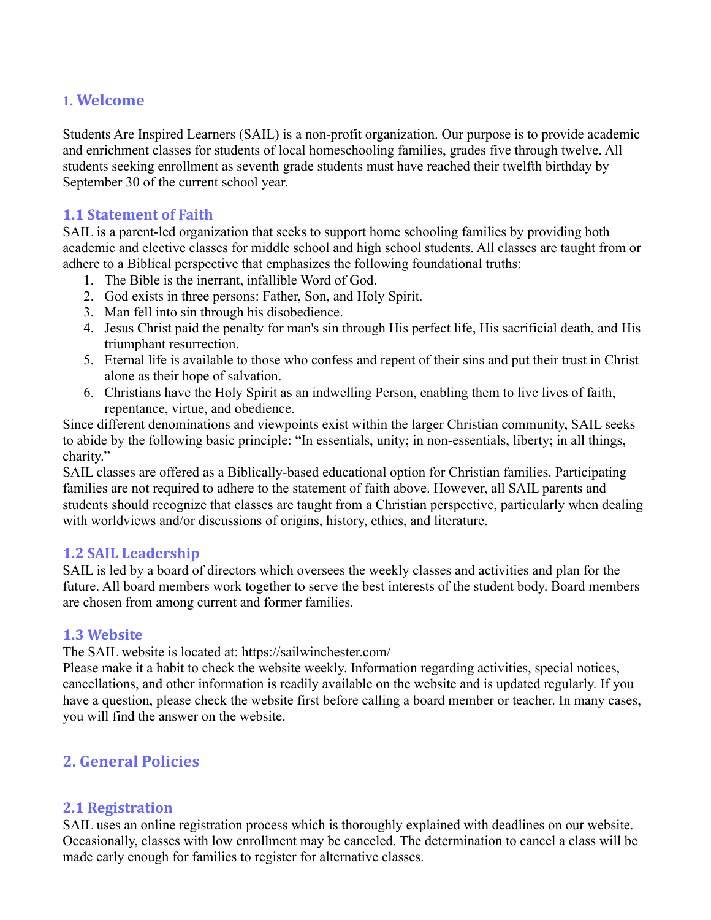## 1. Welcome

Students Are Inspired Learners (SAIL) is a non-profit organization. Our purpose is to provide academic and enrichment classes for students of local homeschooling families, grades five through twelve. All students seeking enrollment as seventh grade students must have reached their twelfth birthday by September 30 of the current school year.

### 1.1 Statement of Faith

SAIL is a parent-led organization that seeks to support home schooling families by providing both academic and elective classes for middle school and high school students. All classes are taught from or adhere to a Biblical perspective that emphasizes the following foundational truths:

1. The Bible is the inerrant, infallible Word of God.
2. God exists in three persons: Father, Son, and Holy Spirit.
3. Man fell into sin through his disobedience.
4. Jesus Christ paid the penalty for man's sin through His perfect life, His sacrificial death, and His triumphant resurrection.
5. Eternal life is available to those who confess and repent of their sins and put their trust in Christ alone as their hope of salvation.
6. Christians have the Holy Spirit as an indwelling Person, enabling them to live lives of faith, repentance, virtue, and obedience.

Since different denominations and viewpoints exist within the larger Christian community, SAIL seeks to abide by the following basic principle: "In essentials, unity; in non-essentials, liberty; in all things, charity."

SAIL classes are offered as a Biblically-based educational option for Christian families. Participating families are not required to adhere to the statement of faith above. However, all SAIL parents and students should recognize that classes are taught from a Christian perspective, particularly when dealing with worldviews and/or discussions of origins, history, ethics, and literature.

### 1.2 SAIL Leadership

SAIL is led by a board of directors which oversees the weekly classes and activities and plan for the future. All board members work together to serve the best interests of the student body. Board members are chosen from among current and former families.

### 1.3 Website

The SAIL website is located at: https://sailwinchester.com/

Please make it a habit to check the website weekly. Information regarding activities, special notices, cancellations, and other information is readily available on the website and is updated regularly. If you have a question, please check the website first before calling a board member or teacher. In many cases, you will find the answer on the website.

## 2. General Policies

### 2.1 Registration

SAIL uses an online registration process which is thoroughly explained with deadlines on our website. Occasionally, classes with low enrollment may be canceled. The determination to cancel a class will be made early enough for families to register for alternative classes.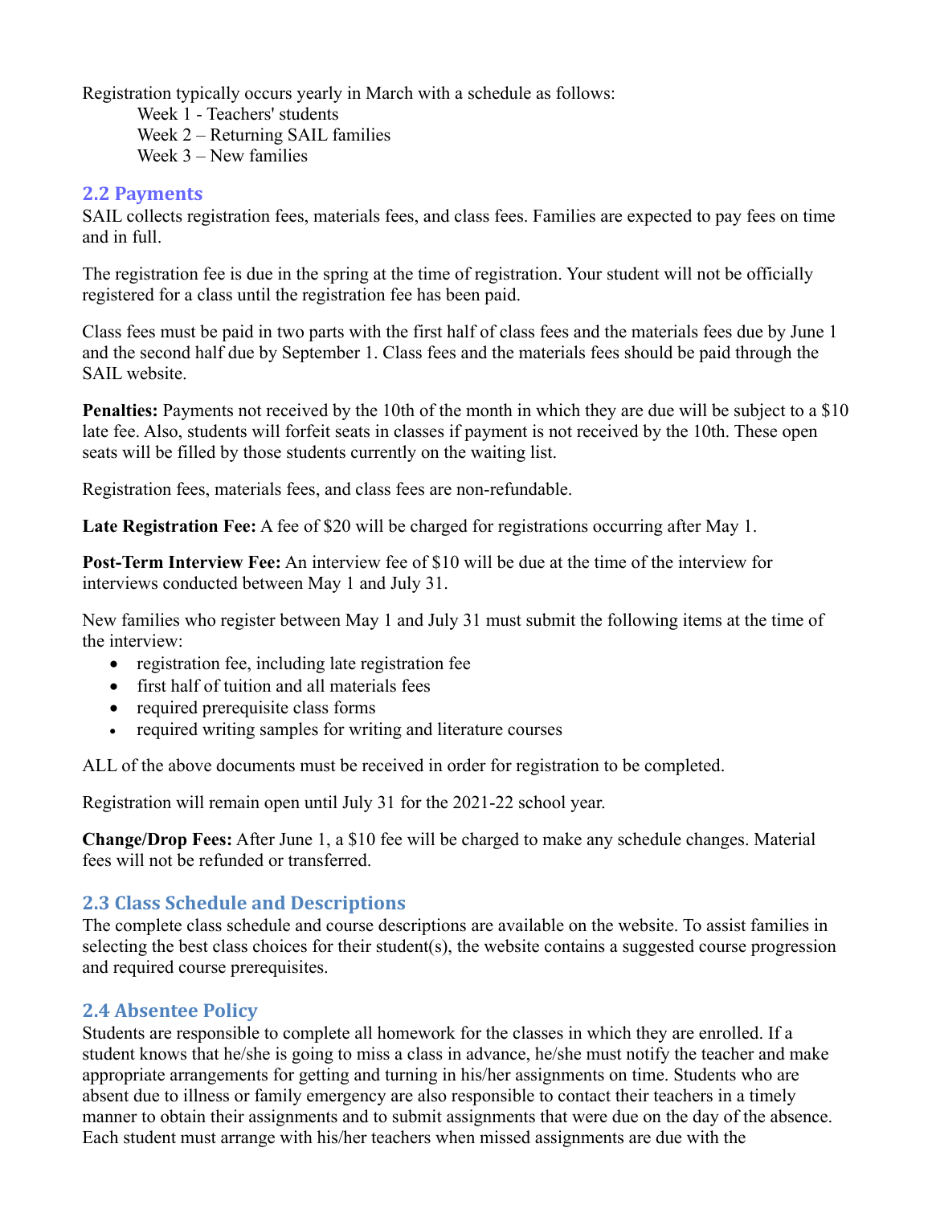Registration typically occurs yearly in March with a schedule as follows:

Week 1 - Teachers' students
Week 2 – Returning SAIL families
Week 3 – New families

### 2.2 Payments

SAIL collects registration fees, materials fees, and class fees. Families are expected to pay fees on time and in full.

The registration fee is due in the spring at the time of registration. Your student will not be officially registered for a class until the registration fee has been paid.

Class fees must be paid in two parts with the first half of class fees and the materials fees due by June 1 and the second half due by September 1. Class fees and the materials fees should be paid through the SAIL website.

**Penalties:** Payments not received by the 10th of the month in which they are due will be subject to a $10 late fee. Also, students will forfeit seats in classes if payment is not received by the 10th. These open seats will be filled by those students currently on the waiting list.

Registration fees, materials fees, and class fees are non-refundable.

**Late Registration Fee:** A fee of $20 will be charged for registrations occurring after May 1.

**Post-Term Interview Fee:** An interview fee of $10 will be due at the time of the interview for interviews conducted between May 1 and July 31.

New families who register between May 1 and July 31 must submit the following items at the time of the interview:

- registration fee, including late registration fee
- first half of tuition and all materials fees
- required prerequisite class forms
- required writing samples for writing and literature courses

ALL of the above documents must be received in order for registration to be completed.

Registration will remain open until July 31 for the 2021-22 school year.

**Change/Drop Fees:** After June 1, a $10 fee will be charged to make any schedule changes. Material fees will not be refunded or transferred.

### 2.3 Class Schedule and Descriptions

The complete class schedule and course descriptions are available on the website. To assist families in selecting the best class choices for their student(s), the website contains a suggested course progression and required course prerequisites.

### 2.4 Absentee Policy

Students are responsible to complete all homework for the classes in which they are enrolled. If a student knows that he/she is going to miss a class in advance, he/she must notify the teacher and make appropriate arrangements for getting and turning in his/her assignments on time. Students who are absent due to illness or family emergency are also responsible to contact their teachers in a timely manner to obtain their assignments and to submit assignments that were due on the day of the absence. Each student must arrange with his/her teachers when missed assignments are due with the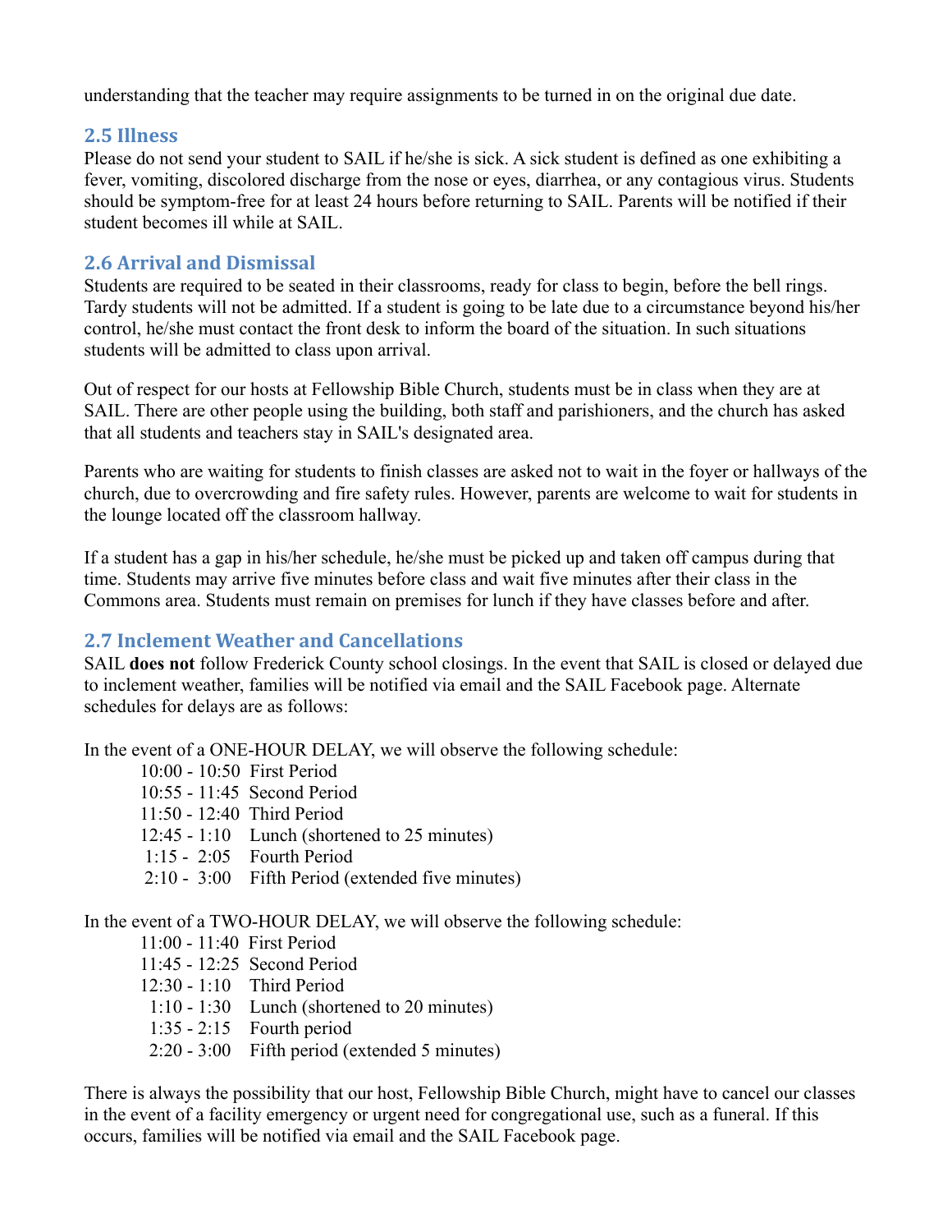understanding that the teacher may require assignments to be turned in on the original due date.

### 2.5 Illness

Please do not send your student to SAIL if he/she is sick. A sick student is defined as one exhibiting a fever, vomiting, discolored discharge from the nose or eyes, diarrhea, or any contagious virus. Students should be symptom-free for at least 24 hours before returning to SAIL. Parents will be notified if their student becomes ill while at SAIL.

### 2.6 Arrival and Dismissal

Students are required to be seated in their classrooms, ready for class to begin, before the bell rings. Tardy students will not be admitted. If a student is going to be late due to a circumstance beyond his/her control, he/she must contact the front desk to inform the board of the situation. In such situations students will be admitted to class upon arrival.

Out of respect for our hosts at Fellowship Bible Church, students must be in class when they are at SAIL. There are other people using the building, both staff and parishioners, and the church has asked that all students and teachers stay in SAIL's designated area.

Parents who are waiting for students to finish classes are asked not to wait in the foyer or hallways of the church, due to overcrowding and fire safety rules. However, parents are welcome to wait for students in the lounge located off the classroom hallway.

If a student has a gap in his/her schedule, he/she must be picked up and taken off campus during that time. Students may arrive five minutes before class and wait five minutes after their class in the Commons area. Students must remain on premises for lunch if they have classes before and after.

### 2.7 Inclement Weather and Cancellations

SAIL **does not** follow Frederick County school closings. In the event that SAIL is closed or delayed due to inclement weather, families will be notified via email and the SAIL Facebook page. Alternate schedules for delays are as follows:

In the event of a ONE-HOUR DELAY, we will observe the following schedule:

- 10:00 - 10:50 First Period
- 10:55 - 11:45 Second Period
- 11:50 - 12:40 Third Period
- 12:45 - 1:10 Lunch (shortened to 25 minutes)
- 1:15 - 2:05 Fourth Period
- 2:10 - 3:00 Fifth Period (extended five minutes)

In the event of a TWO-HOUR DELAY, we will observe the following schedule:

- 11:00 - 11:40 First Period
- 11:45 - 12:25 Second Period
- 12:30 - 1:10 Third Period
- 1:10 - 1:30 Lunch (shortened to 20 minutes)
- 1:35 - 2:15 Fourth period
- 2:20 - 3:00 Fifth period (extended 5 minutes)

There is always the possibility that our host, Fellowship Bible Church, might have to cancel our classes in the event of a facility emergency or urgent need for congregational use, such as a funeral. If this occurs, families will be notified via email and the SAIL Facebook page.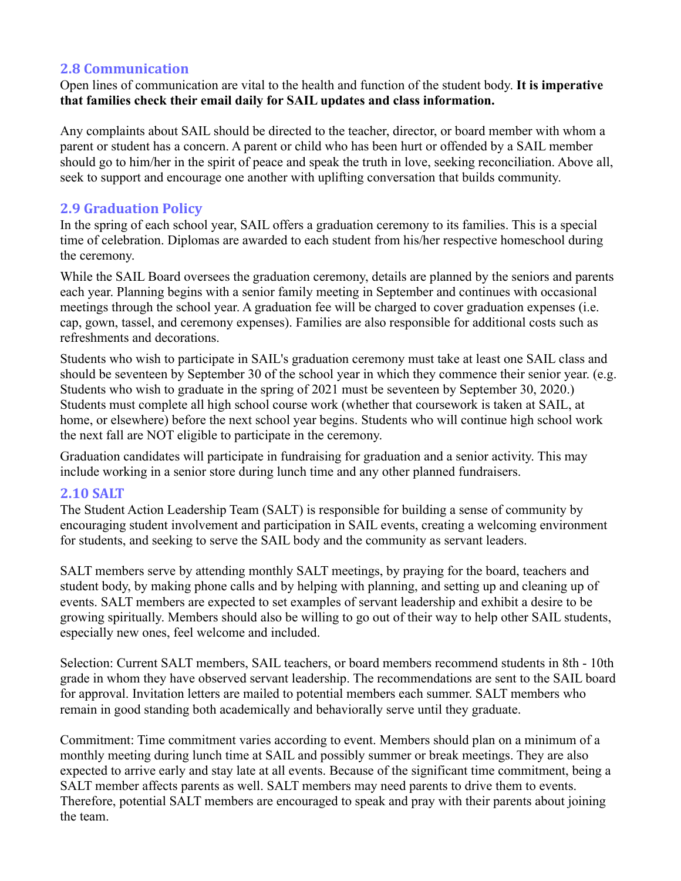## 2.8 Communication

Open lines of communication are vital to the health and function of the student body. **It is imperative that families check their email daily for SAIL updates and class information.**

Any complaints about SAIL should be directed to the teacher, director, or board member with whom a parent or student has a concern. A parent or child who has been hurt or offended by a SAIL member should go to him/her in the spirit of peace and speak the truth in love, seeking reconciliation. Above all, seek to support and encourage one another with uplifting conversation that builds community.

## 2.9 Graduation Policy

In the spring of each school year, SAIL offers a graduation ceremony to its families. This is a special time of celebration. Diplomas are awarded to each student from his/her respective homeschool during the ceremony.

While the SAIL Board oversees the graduation ceremony, details are planned by the seniors and parents each year. Planning begins with a senior family meeting in September and continues with occasional meetings through the school year. A graduation fee will be charged to cover graduation expenses (i.e. cap, gown, tassel, and ceremony expenses). Families are also responsible for additional costs such as refreshments and decorations.

Students who wish to participate in SAIL's graduation ceremony must take at least one SAIL class and should be seventeen by September 30 of the school year in which they commence their senior year. (e.g. Students who wish to graduate in the spring of 2021 must be seventeen by September 30, 2020.) Students must complete all high school course work (whether that coursework is taken at SAIL, at home, or elsewhere) before the next school year begins. Students who will continue high school work the next fall are NOT eligible to participate in the ceremony.

Graduation candidates will participate in fundraising for graduation and a senior activity. This may include working in a senior store during lunch time and any other planned fundraisers.

## 2.10 SALT

The Student Action Leadership Team (SALT) is responsible for building a sense of community by encouraging student involvement and participation in SAIL events, creating a welcoming environment for students, and seeking to serve the SAIL body and the community as servant leaders.

SALT members serve by attending monthly SALT meetings, by praying for the board, teachers and student body, by making phone calls and by helping with planning, and setting up and cleaning up of events. SALT members are expected to set examples of servant leadership and exhibit a desire to be growing spiritually. Members should also be willing to go out of their way to help other SAIL students, especially new ones, feel welcome and included.

Selection: Current SALT members, SAIL teachers, or board members recommend students in 8th - 10th grade in whom they have observed servant leadership. The recommendations are sent to the SAIL board for approval. Invitation letters are mailed to potential members each summer. SALT members who remain in good standing both academically and behaviorally serve until they graduate.

Commitment: Time commitment varies according to event. Members should plan on a minimum of a monthly meeting during lunch time at SAIL and possibly summer or break meetings. They are also expected to arrive early and stay late at all events. Because of the significant time commitment, being a SALT member affects parents as well. SALT members may need parents to drive them to events. Therefore, potential SALT members are encouraged to speak and pray with their parents about joining the team.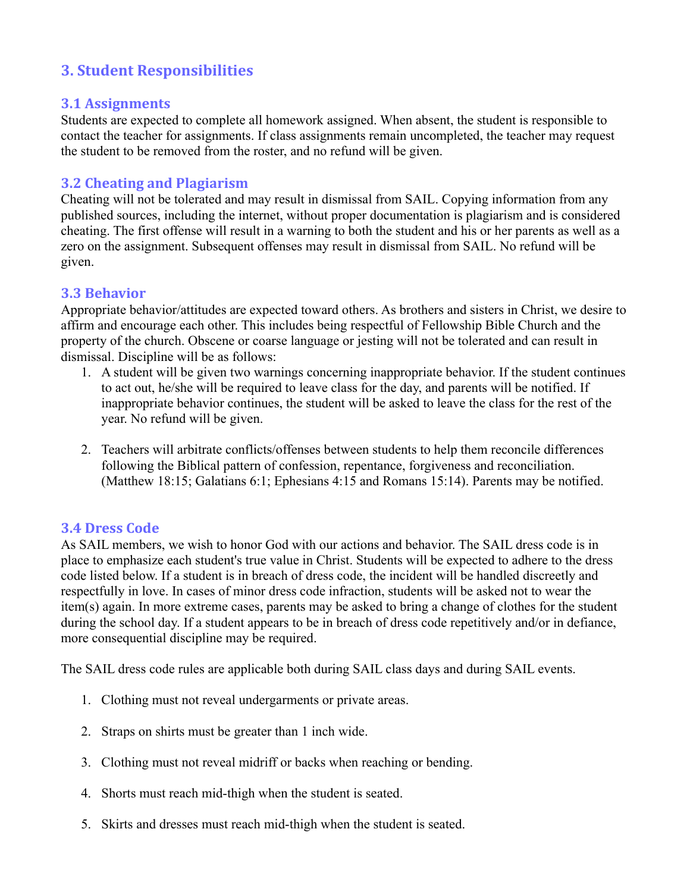## 3. Student Responsibilities

### 3.1 Assignments

Students are expected to complete all homework assigned. When absent, the student is responsible to contact the teacher for assignments. If class assignments remain uncompleted, the teacher may request the student to be removed from the roster, and no refund will be given.

### 3.2 Cheating and Plagiarism

Cheating will not be tolerated and may result in dismissal from SAIL. Copying information from any published sources, including the internet, without proper documentation is plagiarism and is considered cheating. The first offense will result in a warning to both the student and his or her parents as well as a zero on the assignment. Subsequent offenses may result in dismissal from SAIL. No refund will be given.

### 3.3 Behavior

Appropriate behavior/attitudes are expected toward others. As brothers and sisters in Christ, we desire to affirm and encourage each other. This includes being respectful of Fellowship Bible Church and the property of the church. Obscene or coarse language or jesting will not be tolerated and can result in dismissal. Discipline will be as follows:

1. A student will be given two warnings concerning inappropriate behavior. If the student continues to act out, he/she will be required to leave class for the day, and parents will be notified. If inappropriate behavior continues, the student will be asked to leave the class for the rest of the year. No refund will be given.

2. Teachers will arbitrate conflicts/offenses between students to help them reconcile differences following the Biblical pattern of confession, repentance, forgiveness and reconciliation. (Matthew 18:15; Galatians 6:1; Ephesians 4:15 and Romans 15:14). Parents may be notified.

### 3.4 Dress Code

As SAIL members, we wish to honor God with our actions and behavior. The SAIL dress code is in place to emphasize each student's true value in Christ. Students will be expected to adhere to the dress code listed below. If a student is in breach of dress code, the incident will be handled discreetly and respectfully in love. In cases of minor dress code infraction, students will be asked not to wear the item(s) again. In more extreme cases, parents may be asked to bring a change of clothes for the student during the school day. If a student appears to be in breach of dress code repetitively and/or in defiance, more consequential discipline may be required.

The SAIL dress code rules are applicable both during SAIL class days and during SAIL events.

1. Clothing must not reveal undergarments or private areas.

2. Straps on shirts must be greater than 1 inch wide.

3. Clothing must not reveal midriff or backs when reaching or bending.

4. Shorts must reach mid-thigh when the student is seated.

5. Skirts and dresses must reach mid-thigh when the student is seated.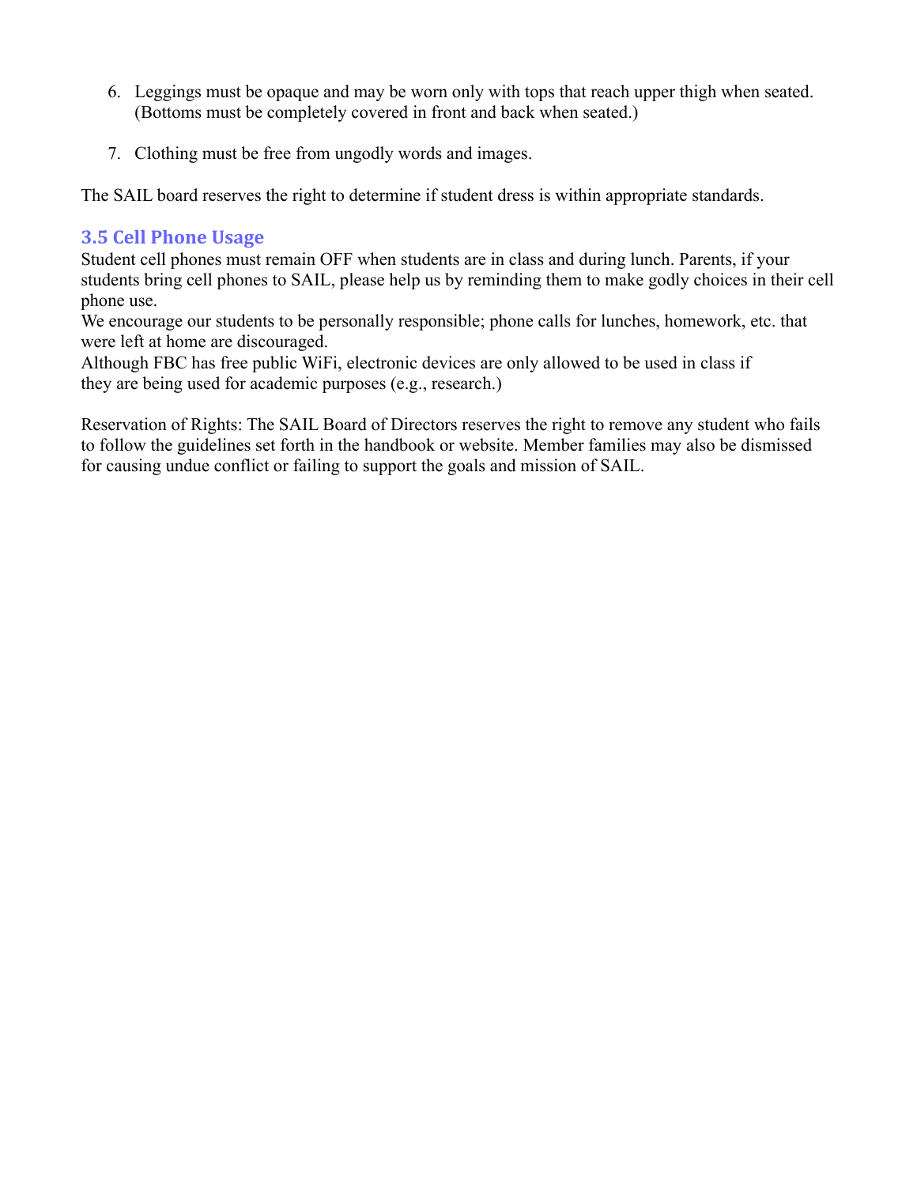6. Leggings must be opaque and may be worn only with tops that reach upper thigh when seated. (Bottoms must be completely covered in front and back when seated.)

7. Clothing must be free from ungodly words and images.

The SAIL board reserves the right to determine if student dress is within appropriate standards.

### 3.5 Cell Phone Usage

Student cell phones must remain OFF when students are in class and during lunch. Parents, if your students bring cell phones to SAIL, please help us by reminding them to make godly choices in their cell phone use.
We encourage our students to be personally responsible; phone calls for lunches, homework, etc. that were left at home are discouraged.
Although FBC has free public WiFi, electronic devices are only allowed to be used in class if they are being used for academic purposes (e.g., research.)

Reservation of Rights: The SAIL Board of Directors reserves the right to remove any student who fails to follow the guidelines set forth in the handbook or website. Member families may also be dismissed for causing undue conflict or failing to support the goals and mission of SAIL.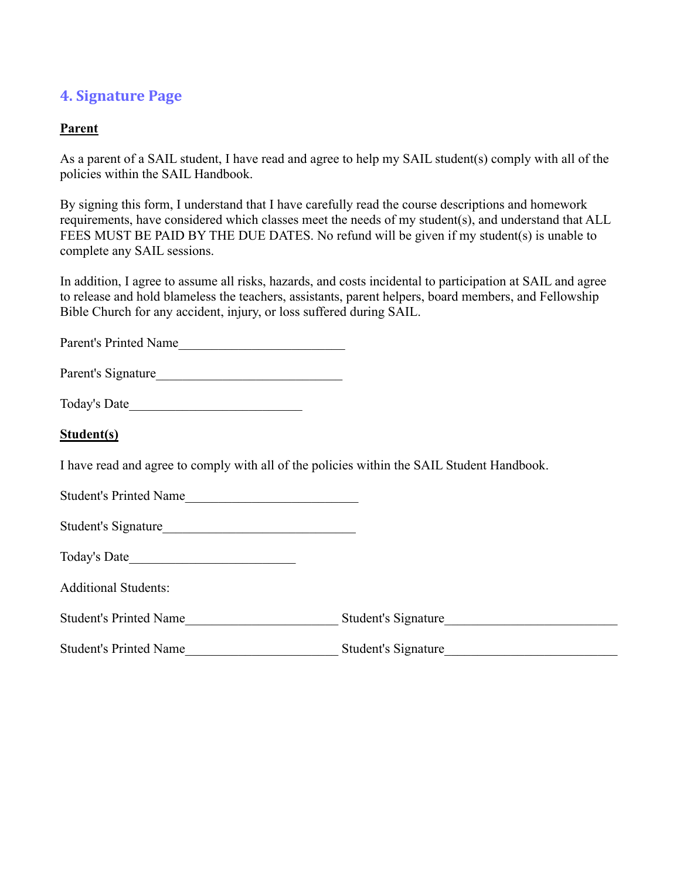## 4. Signature Page

**Parent**

As a parent of a SAIL student, I have read and agree to help my SAIL student(s) comply with all of the policies within the SAIL Handbook.

By signing this form, I understand that I have carefully read the course descriptions and homework requirements, have considered which classes meet the needs of my student(s), and understand that ALL FEES MUST BE PAID BY THE DUE DATES. No refund will be given if my student(s) is unable to complete any SAIL sessions.

In addition, I agree to assume all risks, hazards, and costs incidental to participation at SAIL and agree to release and hold blameless the teachers, assistants, parent helpers, board members, and Fellowship Bible Church for any accident, injury, or loss suffered during SAIL.

Parent's Printed Name_________________________

Parent's Signature____________________________

Today's Date__________________________

**Student(s)**

I have read and agree to comply with all of the policies within the SAIL Student Handbook.

Student's Printed Name_________________________

Student's Signature____________________________

Today's Date_________________________

Additional Students:

Student's Printed Name_______________________ Student's Signature_________________________

Student's Printed Name_______________________ Student's Signature_________________________